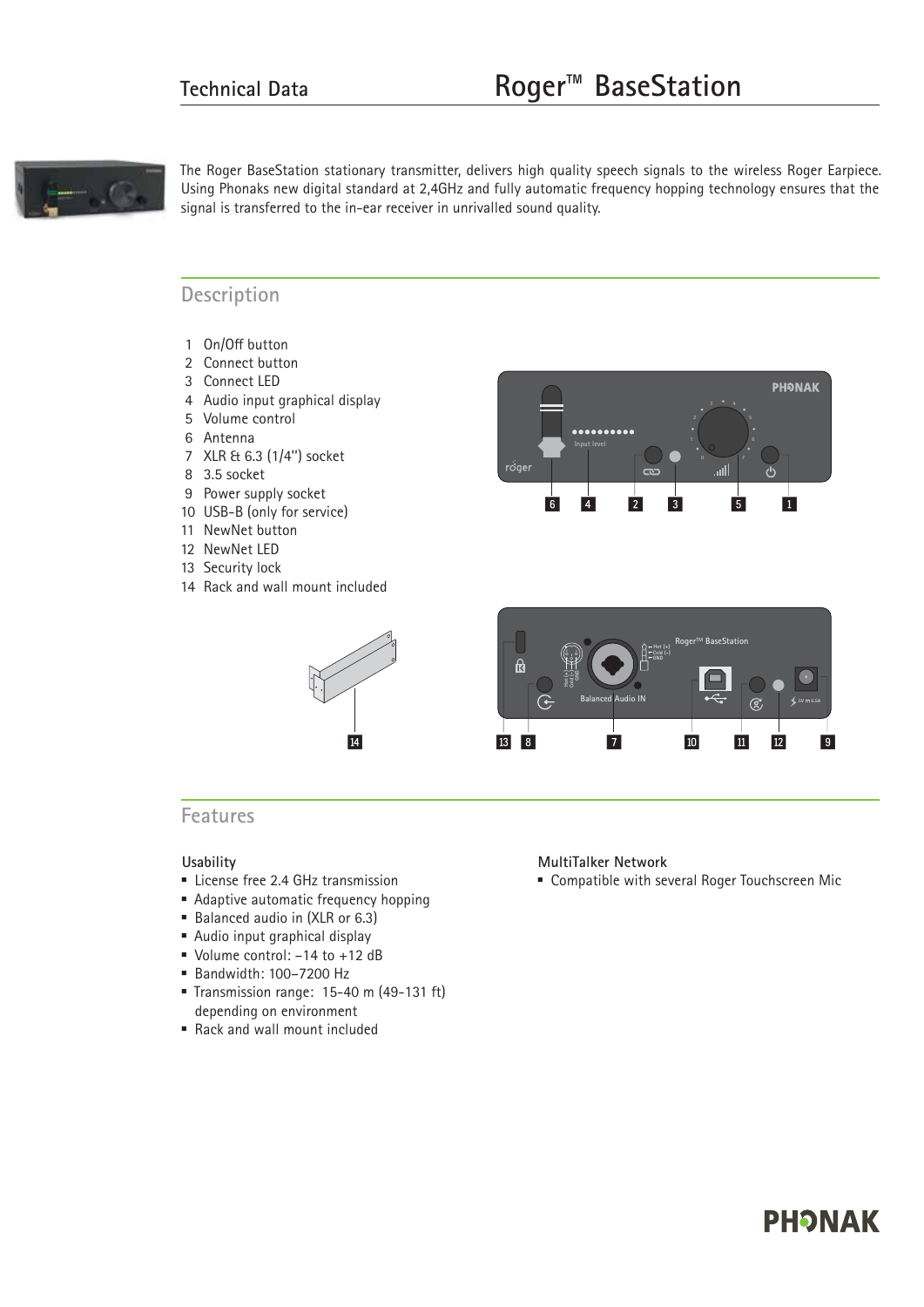# Technical Data

# Roger™ BaseStation

The Roger BaseStation stationary transmitter, delivers high quality speech signals to the wireless Roger Earpiece. Using Phonaks new digital standard at 2,4GHz and fully automatic frequency hopping technology ensures that the signal is transferred to the in-ear receiver in unrivalled sound quality.

## Description

1. On/Off button
2. Connect button
3. Connect LED
4. Audio input graphical display
5. Volume control
6. Antenna
7. XLR & 6.3 (1/4'') socket
8. 3.5 socket
9. Power supply socket
10. USB-B (only for service)
11. NewNet button
12. NewNet LED
13. Security lock
14. Rack and wall mount included

## Features

### Usability

- License free 2.4 GHz transmission
- Adaptive automatic frequency hopping
- Balanced audio in (XLR or 6.3)
- Audio input graphical display
- Volume control: –14 to +12 dB
- Bandwidth: 100–7200 Hz
- Transmission range: 15-40 m (49-131 ft) depending on environment
- Rack and wall mount included

### MultiTalker Network

- Compatible with several Roger Touchscreen Mic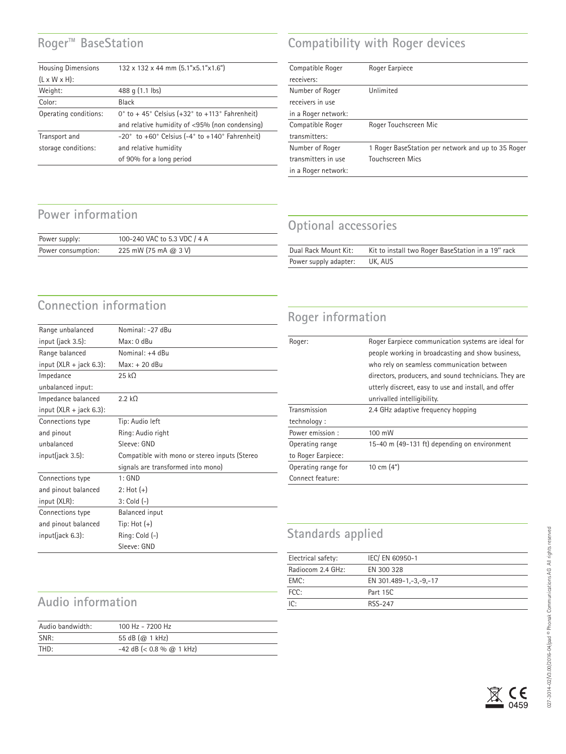## Roger™ BaseStation

| | |
|---|---|
| Housing Dimensions (L x W x H): | 132 x 132 x 44 mm (5.1"x5.1"x1.6") |
| Weight: | 488 g (1.1 lbs) |
| Color: | Black |
| Operating conditions: | 0° to + 45° Celsius (+32° to +113° Fahrenheit) and relative humidity of <95% (non condensing) |
| Transport and storage conditions: | -20° to +60° Celsius (-4° to +140° Fahrenheit) and relative humidity of 90% for a long period |

## Power information

| | |
|---|---|
| Power supply: | 100-240 VAC to 5.3 VDC / 4 A |
| Power consumption: | 225 mW (75 mA @ 3 V) |

## Connection information

| | |
|---|---|
| Range unbalanced input (jack 3.5): | Nominal: -27 dBu<br>Max: 0 dBu |
| Range balanced input (XLR + jack 6.3): | Nominal: +4 dBu<br>Max: + 20 dBu |
| Impedance unbalanced input: | 25 kΩ |
| Impedance balanced input (XLR + jack 6.3): | 2.2 kΩ |
| Connections type and pinout unbalanced input(jack 3.5): | Tip: Audio left<br>Ring: Audio right<br>Sleeve: GND<br>Compatible with mono or stereo inputs (Stereo signals are transformed into mono) |
| Connections type and pinout balanced input (XLR): | 1: GND<br>2: Hot (+)<br>3: Cold (-) |
| Connections type and pinout balanced input(jack 6.3): | Balanced input<br>Tip: Hot (+)<br>Ring: Cold (-)<br>Sleeve: GND |

## Audio information

| | |
|---|---|
| Audio bandwidth: | 100 Hz - 7200 Hz |
| SNR: | 55 dB (@ 1 kHz) |
| THD: | -42 dB (< 0.8 % @ 1 kHz) |

## Compatibility with Roger devices

| | |
|---|---|
| Compatible Roger receivers: | Roger Earpiece |
| Number of Roger receivers in use in a Roger network: | Unlimited |
| Compatible Roger transmitters: | Roger Touchscreen Mic |
| Number of Roger transmitters in use in a Roger network: | 1 Roger BaseStation per network and up to 35 Roger Touchscreen Mics |

## Optional accessories

| | |
|---|---|
| Dual Rack Mount Kit: | Kit to install two Roger BaseStation in a 19" rack |
| Power supply adapter: | UK, AUS |

## Roger information

| | |
|---|---|
| Roger: | Roger Earpiece communication systems are ideal for people working in broadcasting and show business, who rely on seamless communication between directors, producers, and sound technicians. They are utterly discreet, easy to use and install, and offer unrivalled intelligibility. |
| Transmission technology : | 2.4 GHz adaptive frequency hopping |
| Power emission : | 100 mW |
| Operating range to Roger Earpiece: | 15-40 m (49-131 ft) depending on environment |
| Operating range for Connect feature: | 10 cm (4") |

## Standards applied

| | |
|---|---|
| Electrical safety: | IEC/ EN 60950-1 |
| Radiocom 2.4 GHz: | EN 300 328 |
| EMC: | EN 301.489-1,-3,-9,-17 |
| FCC: | Part 15C |
| IC: | RSS-247 |

CE 0459

027-3014-02/V3.00/2016-04/pad © Phonak Communications AG All rights reserved